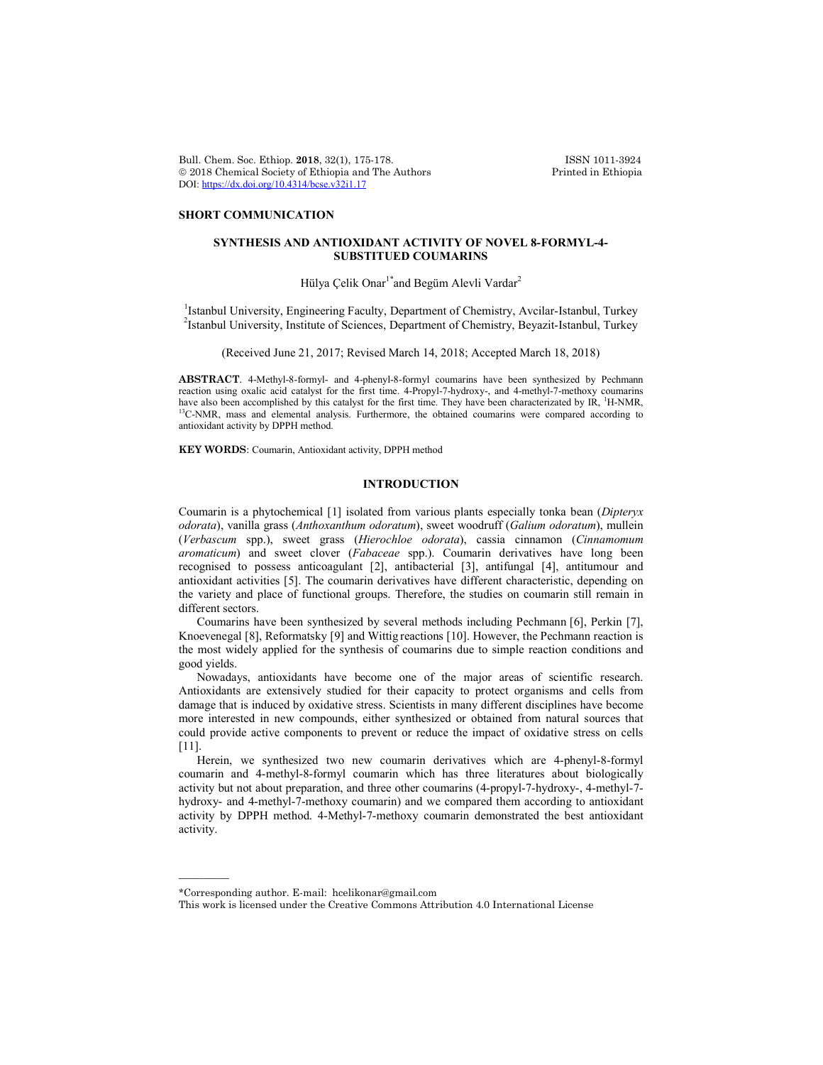## SHORT COMMUNICATION

# SYNTHESIS AND ANTIOXIDANT ACTIVITY OF NOVEL 8-FORMYL-4-SUBSTITUED COUMARINS

Hülya Çelik Onar[1*] and Begüm Alevli Vardar[2]

[1]Istanbul University, Engineering Faculty, Department of Chemistry, Avcilar-Istanbul, Turkey
[2]Istanbul University, Institute of Sciences, Department of Chemistry, Beyazit-Istanbul, Turkey

(Received June 21, 2017; Revised March 14, 2018; Accepted March 18, 2018)

**ABSTRACT**. 4-Methyl-8-formyl- and 4-phenyl-8-formyl coumarins have been synthesized by Pechmann reaction using oxalic acid catalyst for the first time. 4-Propyl-7-hydroxy-, and 4-methyl-7-methoxy coumarins have also been accomplished by this catalyst for the first time. They have been characterizated by IR, $^{1}$H-NMR, $^{13}$C-NMR, mass and elemental analysis. Furthermore, the obtained coumarins were compared according to antioxidant activity by DPPH method.

**KEY WORDS**: Coumarin, Antioxidant activity, DPPH method

## INTRODUCTION

Coumarin is a phytochemical [1] isolated from various plants especially tonka bean (*Dipteryx odorata*), vanilla grass (*Anthoxanthum odoratum*), sweet woodruff (*Galium odoratum*), mullein (*Verbascum* spp.), sweet grass (*Hierochloe odorata*), cassia cinnamon (*Cinnamomum aromaticum*) and sweet clover (*Fabaceae* spp.). Coumarin derivatives have long been recognised to possess anticoagulant [2], antibacterial [3], antifungal [4], antitumour and antioxidant activities [5]. The coumarin derivatives have different characteristic, depending on the variety and place of functional groups. Therefore, the studies on coumarin still remain in different sectors.

Coumarins have been synthesized by several methods including Pechmann [6], Perkin [7], Knoevenegal [8], Reformatsky [9] and Wittig reactions [10]. However, the Pechmann reaction is the most widely applied for the synthesis of coumarins due to simple reaction conditions and good yields.

Nowadays, antioxidants have become one of the major areas of scientific research. Antioxidants are extensively studied for their capacity to protect organisms and cells from damage that is induced by oxidative stress. Scientists in many different disciplines have become more interested in new compounds, either synthesized or obtained from natural sources that could provide active components to prevent or reduce the impact of oxidative stress on cells [11].

Herein, we synthesized two new coumarin derivatives which are 4-phenyl-8-formyl coumarin and 4-methyl-8-formyl coumarin which has three literatures about biologically activity but not about preparation, and three other coumarins (4-propyl-7-hydroxy-, 4-methyl-7-hydroxy- and 4-methyl-7-methoxy coumarin) and we compared them according to antioxidant activity by DPPH method. 4-Methyl-7-methoxy coumarin demonstrated the best antioxidant activity.

---

*Corresponding author. E-mail: hcelikonar@gmail.com
This work is licensed under the Creative Commons Attribution 4.0 International License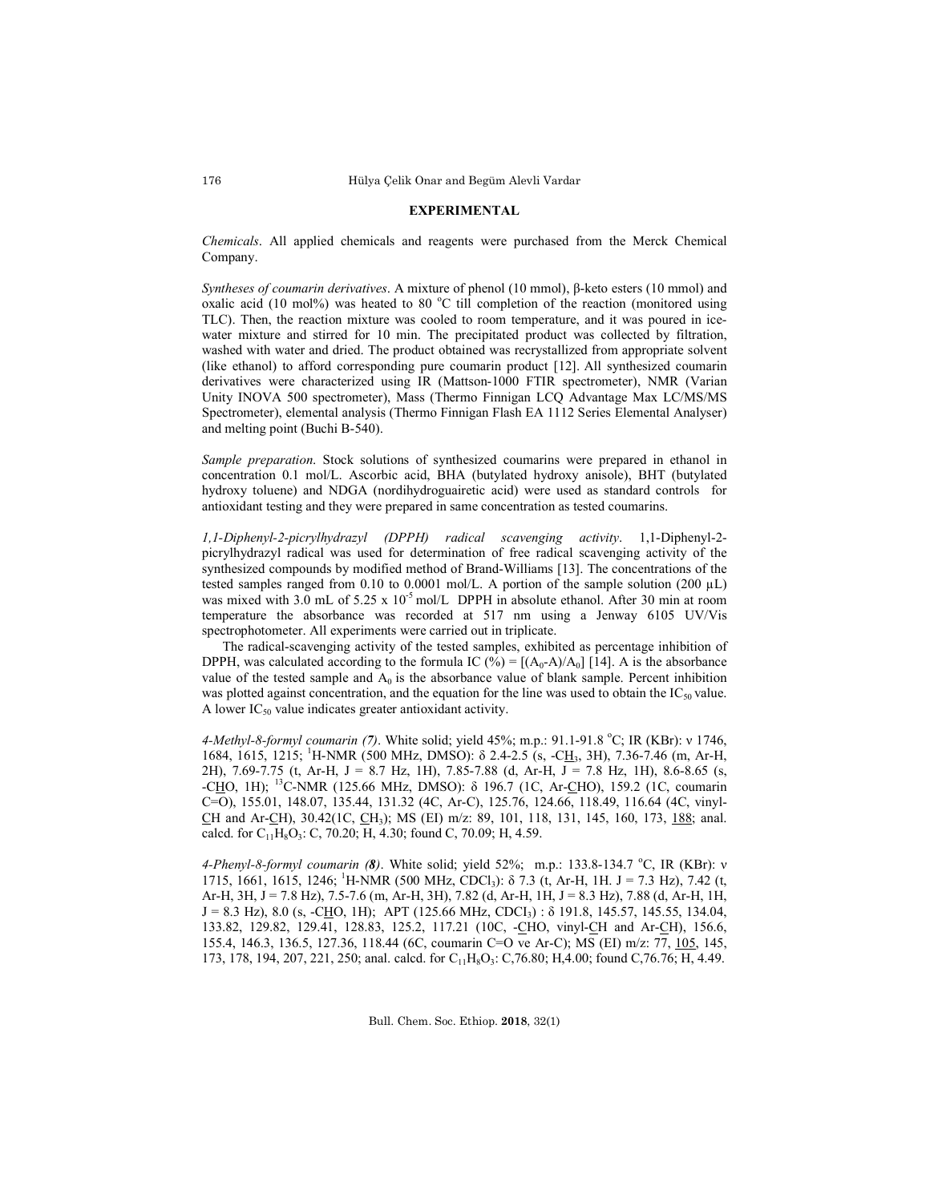## EXPERIMENTAL

*Chemicals*. All applied chemicals and reagents were purchased from the Merck Chemical Company.

*Syntheses of coumarin derivatives*. A mixture of phenol (10 mmol), β-keto esters (10 mmol) and oxalic acid (10 mol%) was heated to 80 °C till completion of the reaction (monitored using TLC). Then, the reaction mixture was cooled to room temperature, and it was poured in ice-water mixture and stirred for 10 min. The precipitated product was collected by filtration, washed with water and dried. The product obtained was recrystallized from appropriate solvent (like ethanol) to afford corresponding pure coumarin product [12]. All synthesized coumarin derivatives were characterized using IR (Mattson-1000 FTIR spectrometer), NMR (Varian Unity INOVA 500 spectrometer), Mass (Thermo Finnigan LCQ Advantage Max LC/MS/MS Spectrometer), elemental analysis (Thermo Finnigan Flash EA 1112 Series Elemental Analyser) and melting point (Buchi B-540).

*Sample preparation*. Stock solutions of synthesized coumarins were prepared in ethanol in concentration 0.1 mol/L. Ascorbic acid, BHA (butylated hydroxy anisole), BHT (butylated hydroxy toluene) and NDGA (nordihydroguairetic acid) were used as standard controls for antioxidant testing and they were prepared in same concentration as tested coumarins.

*1,1-Diphenyl-2-picrylhydrazyl (DPPH) radical scavenging activity*. 1,1-Diphenyl-2-picrylhydrazyl radical was used for determination of free radical scavenging activity of the synthesized compounds by modified method of Brand-Williams [13]. The concentrations of the tested samples ranged from 0.10 to 0.0001 mol/L. A portion of the sample solution (200 µL) was mixed with 3.0 mL of $5.25 \times 10^{-5}$ mol/L DPPH in absolute ethanol. After 30 min at room temperature the absorbance was recorded at 517 nm using a Jenway 6105 UV/Vis spectrophotometer. All experiments were carried out in triplicate.

The radical-scavenging activity of the tested samples, exhibited as percentage inhibition of DPPH, was calculated according to the formula IC (%) = $[(A_0\text{-}A)/A_0]$ [14]. A is the absorbance value of the tested sample and $A_0$ is the absorbance value of blank sample. Percent inhibition was plotted against concentration, and the equation for the line was used to obtain the $IC_{50}$ value. A lower $IC_{50}$ value indicates greater antioxidant activity.

*4-Methyl-8-formyl coumarin (7)*. White solid; yield 45%; m.p.: 91.1-91.8 °C; IR (KBr): ν 1746, 1684, 1615, 1215; $^1$H-NMR (500 MHz, DMSO): δ 2.4-2.5 (s, -C<u>H</u>$_3$, 3H), 7.36-7.46 (m, Ar-H, 2H), 7.69-7.75 (t, Ar-H, J = 8.7 Hz, 1H), 7.85-7.88 (d, Ar-H, J = 7.8 Hz, 1H), 8.6-8.65 (s, -C<u>H</u>O, 1H); $^{13}$C-NMR (125.66 MHz, DMSO): δ 196.7 (1C, Ar-<u>C</u>HO), 159.2 (1C, coumarin C=O), 155.01, 148.07, 135.44, 131.32 (4C, Ar-C), 125.76, 124.66, 118.49, 116.64 (4C, vinyl-<u>C</u>H and Ar-<u>C</u>H), 30.42(1C, <u>C</u>H$_3$); MS (EI) m/z: 89, 101, 118, 131, 145, 160, 173, <u>188</u>; anal. calcd. for $C_{11}H_8O_3$: C, 70.20; H, 4.30; found C, 70.09; H, 4.59.

*4-Phenyl-8-formyl coumarin (**8**)*. White solid; yield 52%; m.p.: 133.8-134.7 °C, IR (KBr): ν 1715, 1661, 1615, 1246; $^1$H-NMR (500 MHz, CDCl$_3$): δ 7.3 (t, Ar-H, 1H. J = 7.3 Hz), 7.42 (t, Ar-H, 3H, J = 7.8 Hz), 7.5-7.6 (m, Ar-H, 3H), 7.82 (d, Ar-H, 1H, J = 8.3 Hz), 7.88 (d, Ar-H, 1H, J = 8.3 Hz), 8.0 (s, -C<u>H</u>O, 1H); APT (125.66 MHz, CDCl$_3$) : δ 191.8, 145.57, 145.55, 134.04, 133.82, 129.82, 129.41, 128.83, 125.2, 117.21 (10C, -<u>C</u>HO, vinyl-<u>C</u>H and Ar-<u>C</u>H), 156.6, 155.4, 146.3, 136.5, 127.36, 118.44 (6C, coumarin C=O ve Ar-C); MS (EI) m/z: 77, <u>105</u>, 145, 173, 178, 194, 207, 221, 250; anal. calcd. for $C_{11}H_8O_3$: C,76.80; H,4.00; found C,76.76; H, 4.49.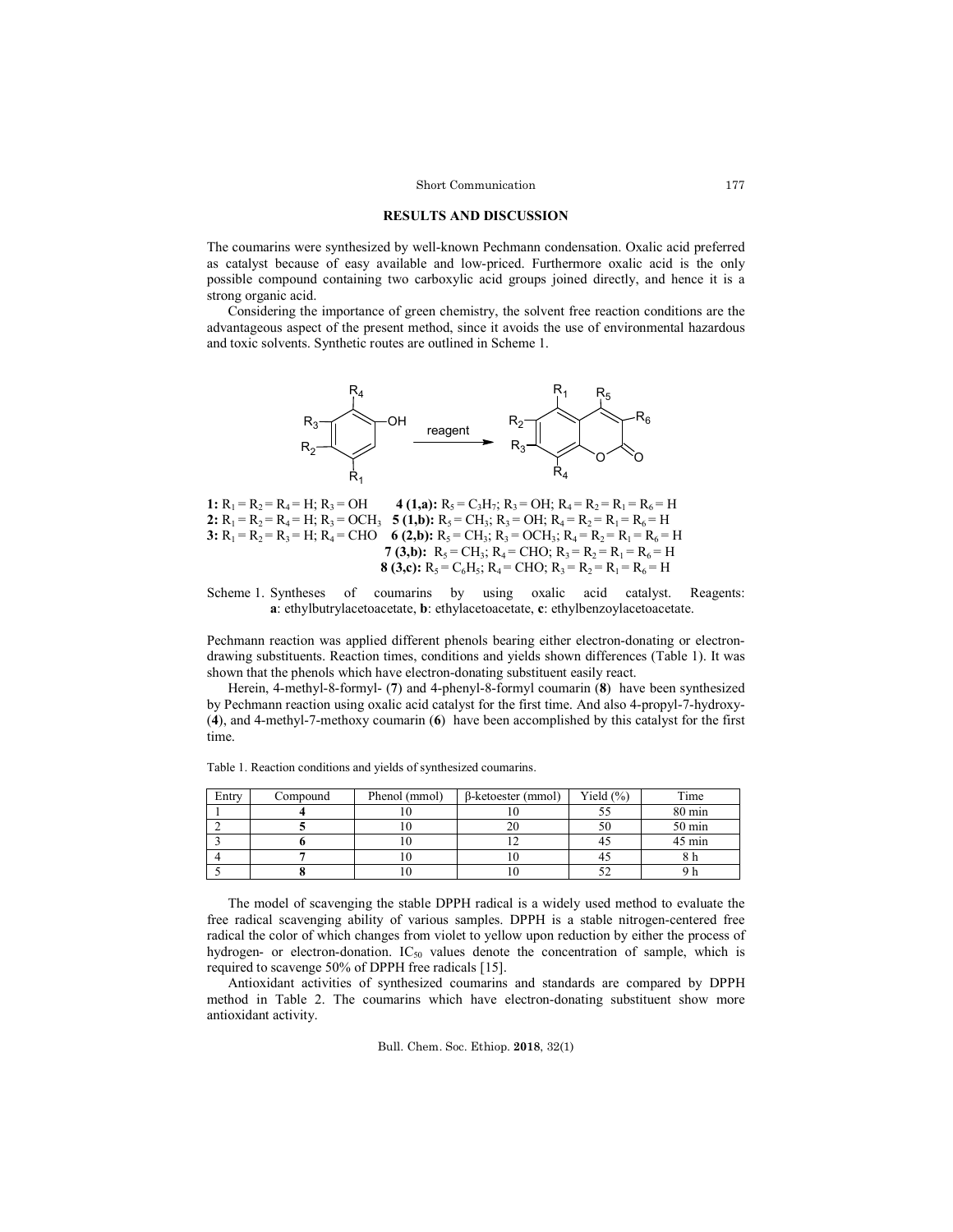## RESULTS AND DISCUSSION

The coumarins were synthesized by well-known Pechmann condensation. Oxalic acid preferred as catalyst because of easy available and low-priced. Furthermore oxalic acid is the only possible compound containing two carboxylic acid groups joined directly, and hence it is a strong organic acid.

Considering the importance of green chemistry, the solvent free reaction conditions are the advantageous aspect of the present method, since it avoids the use of environmental hazardous and toxic solvents. Synthetic routes are outlined in Scheme 1.

**1:** $R_1 = R_2 = R_4 = H$; $R_3 = OH$
**2:** $R_1 = R_2 = R_4 = H$; $R_3 = OCH_3$
**3:** $R_1 = R_2 = R_3 = H$; $R_4 = CHO$

**4 (1,a):** $R_5 = C_3H_7$; $R_3 = OH$; $R_4 = R_2 = R_1 = R_6 = H$
**5 (1,b):** $R_5 = CH_3$; $R_3 = OH$; $R_4 = R_2 = R_1 = R_6 = H$
**6 (2,b):** $R_5 = CH_3$; $R_3 = OCH_3$; $R_4 = R_2 = R_1 = R_6 = H$
**7 (3,b):** $R_5 = CH_3$; $R_4 = CHO$; $R_3 = R_2 = R_1 = R_6 = H$
**8 (3,c):** $R_5 = C_6H_5$; $R_4 = CHO$; $R_3 = R_2 = R_1 = R_6 = H$

Scheme 1. Syntheses of coumarins by using oxalic acid catalyst. Reagents: **a**: ethylbutrylacetoacetate, **b**: ethylacetoacetate, **c**: ethylbenzoylacetoacetate.

Pechmann reaction was applied different phenols bearing either electron-donating or electron-drawing substituents. Reaction times, conditions and yields shown differences (Table 1). It was shown that the phenols which have electron-donating substituent easily react.

Herein, 4-methyl-8-formyl- (**7**) and 4-phenyl-8-formyl coumarin (**8**) have been synthesized by Pechmann reaction using oxalic acid catalyst for the first time. And also 4-propyl-7-hydroxy- (**4**), and 4-methyl-7-methoxy coumarin (**6**) have been accomplished by this catalyst for the first time.

Table 1. Reaction conditions and yields of synthesized coumarins.

| Entry | Compound | Phenol (mmol) | β-ketoester (mmol) | Yield (%) | Time |
|---|---|---|---|---|---|
| 1 | **4** | 10 | 10 | 55 | 80 min |
| 2 | **5** | 10 | 20 | 50 | 50 min |
| 3 | **6** | 10 | 12 | 45 | 45 min |
| 4 | **7** | 10 | 10 | 45 | 8 h |
| 5 | **8** | 10 | 10 | 52 | 9 h |

The model of scavenging the stable DPPH radical is a widely used method to evaluate the free radical scavenging ability of various samples. DPPH is a stable nitrogen-centered free radical the color of which changes from violet to yellow upon reduction by either the process of hydrogen- or electron-donation. $IC_{50}$ values denote the concentration of sample, which is required to scavenge 50% of DPPH free radicals [15].

Antioxidant activities of synthesized coumarins and standards are compared by DPPH method in Table 2. The coumarins which have electron-donating substituent show more antioxidant activity.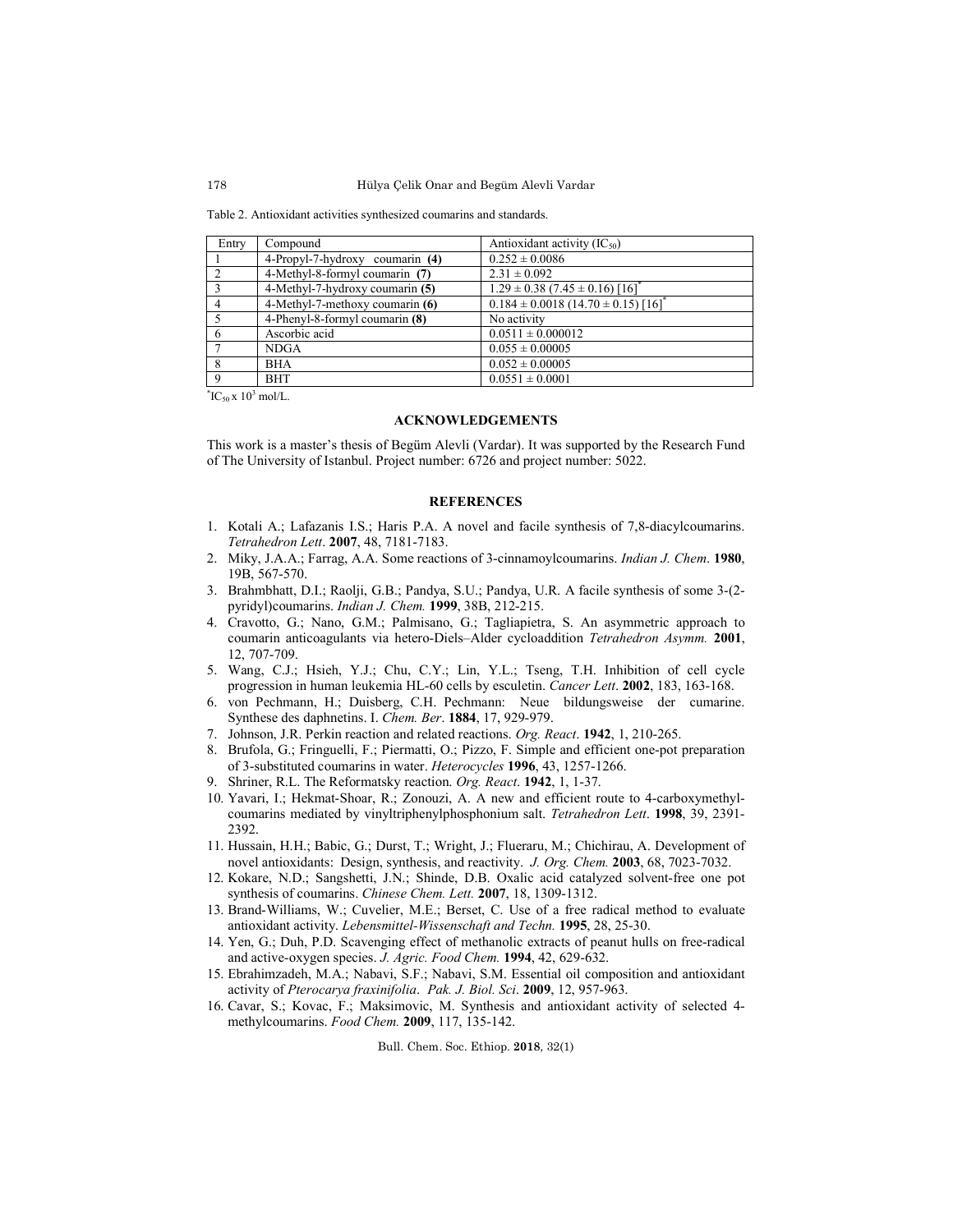Table 2. Antioxidant activities synthesized coumarins and standards.

| Entry | Compound | Antioxidant activity ($IC_{50}$) |
|---|---|---|
| 1 | 4-Propyl-7-hydroxy coumarin **(4)** | 0.252 ± 0.0086 |
| 2 | 4-Methyl-8-formyl coumarin **(7)** | 2.31 ± 0.092 |
| 3 | 4-Methyl-7-hydroxy coumarin **(5)** | 1.29 ± 0.38 (7.45 ± 0.16) [16]* |
| 4 | 4-Methyl-7-methoxy coumarin **(6)** | 0.184 ± 0.0018 (14.70 ± 0.15) [16]* |
| 5 | 4-Phenyl-8-formyl coumarin **(8)** | No activity |
| 6 | Ascorbic acid | 0.0511 ± 0.000012 |
| 7 | NDGA | 0.055 ± 0.00005 |
| 8 | BHA | 0.052 ± 0.00005 |
| 9 | BHT | 0.0551 ± 0.0001 |

*$IC_{50}$ x $10^3$ mol/L.

## ACKNOWLEDGEMENTS

This work is a master's thesis of Begüm Alevli (Vardar). It was supported by the Research Fund of The University of Istanbul. Project number: 6726 and project number: 5022.

## REFERENCES

1. Kotali A.; Lafazanis I.S.; Haris P.A. A novel and facile synthesis of 7,8-diacylcoumarins. *Tetrahedron Lett*. **2007**, 48, 7181-7183.
2. Miky, J.A.A.; Farrag, A.A. Some reactions of 3-cinnamoylcoumarins. *Indian J. Chem*. **1980**, 19B, 567-570.
3. Brahmbhatt, D.I.; Raolji, G.B.; Pandya, S.U.; Pandya, U.R. A facile synthesis of some 3-(2-pyridyl)coumarins. *Indian J. Chem.* **1999**, 38B, 212-215.
4. Cravotto, G.; Nano, G.M.; Palmisano, G.; Tagliapietra, S. An asymmetric approach to coumarin anticoagulants via hetero-Diels–Alder cycloaddition *Tetrahedron Asymm.* **2001**, 12, 707-709.
5. Wang, C.J.; Hsieh, Y.J.; Chu, C.Y.; Lin, Y.L.; Tseng, T.H. Inhibition of cell cycle progression in human leukemia HL-60 cells by esculetin. *Cancer Lett*. **2002**, 183, 163-168.
6. von Pechmann, H.; Duisberg, C.H. Pechmann: Neue bildungsweise der cumarine. Synthese des daphnetins. I. *Chem. Ber*. **1884**, 17, 929-979.
7. Johnson, J.R. Perkin reaction and related reactions. *Org. React*. **1942**, 1, 210-265.
8. Brufola, G.; Fringuelli, F.; Piermatti, O.; Pizzo, F. Simple and efficient one-pot preparation of 3-substituted coumarins in water. *Heterocycles* **1996**, 43, 1257-1266.
9. Shriner, R.L. The Reformatsky reaction. *Org. React*. **1942**, 1, 1-37.
10. Yavari, I.; Hekmat-Shoar, R.; Zonouzi, A. A new and efficient route to 4-carboxymethyl-coumarins mediated by vinyltriphenylphosphonium salt. *Tetrahedron Lett*. **1998**, 39, 2391-2392.
11. Hussain, H.H.; Babic, G.; Durst, T.; Wright, J.; Flueraru, M.; Chichirau, A. Development of novel antioxidants: Design, synthesis, and reactivity. *J. Org. Chem.* **2003**, 68, 7023-7032.
12. Kokare, N.D.; Sangshetti, J.N.; Shinde, D.B. Oxalic acid catalyzed solvent-free one pot synthesis of coumarins. *Chinese Chem. Lett.* **2007**, 18, 1309-1312.
13. Brand-Williams, W.; Cuvelier, M.E.; Berset, C. Use of a free radical method to evaluate antioxidant activity. *Lebensmittel-Wissenschaft and Techn.* **1995**, 28, 25-30.
14. Yen, G.; Duh, P.D. Scavenging effect of methanolic extracts of peanut hulls on free-radical and active-oxygen species. *J. Agric. Food Chem.* **1994**, 42, 629-632.
15. Ebrahimzadeh, M.A.; Nabavi, S.F.; Nabavi, S.M. Essential oil composition and antioxidant activity of *Pterocarya fraxinifolia*. *Pak. J. Biol. Sci*. **2009**, 12, 957-963.
16. Cavar, S.; Kovac, F.; Maksimovic, M. Synthesis and antioxidant activity of selected 4-methylcoumarins. *Food Chem.* **2009**, 117, 135-142.